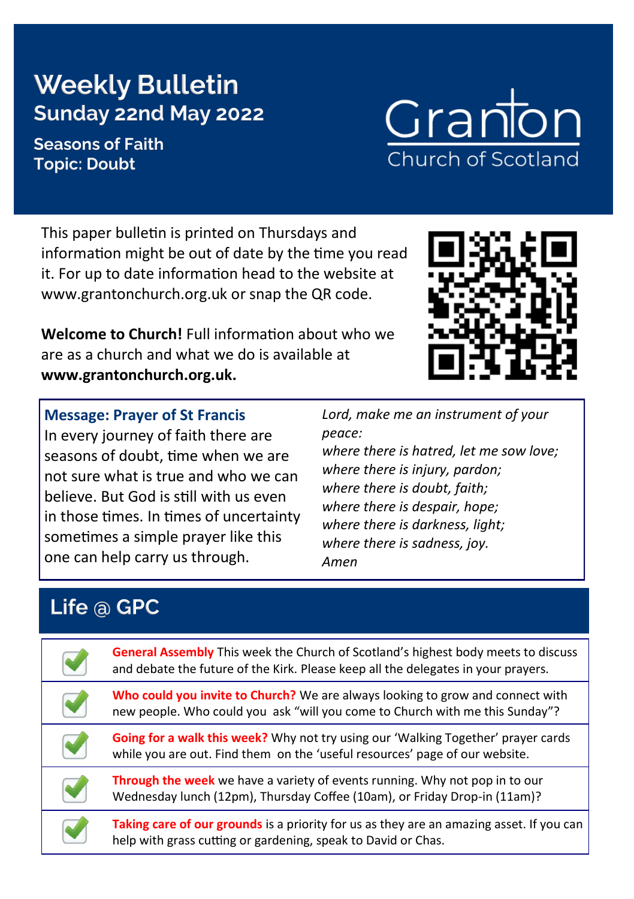# Weekly Bulletin

## Sunday 22nd May 2022

**Seasons of Faith**
**Topic: Doubt**

Granton
Church of Scotland

This paper bulletin is printed on Thursdays and information might be out of date by the time you read it. For up to date information head to the website at www.grantonchurch.org.uk or snap the QR code.

**Welcome to Church!** Full information about who we are as a church and what we do is available at **www.grantonchurch.org.uk.**

### Message: Prayer of St Francis

In every journey of faith there are seasons of doubt, time when we are not sure what is true and who we can believe. But God is still with us even in those times. In times of uncertainty sometimes a simple prayer like this one can help carry us through.

*Lord, make me an instrument of your peace:*
*where there is hatred, let me sow love;*
*where there is injury, pardon;*
*where there is doubt, faith;*
*where there is despair, hope;*
*where there is darkness, light;*
*where there is sadness, joy.*
*Amen*

## Life @ GPC

- **General Assembly** This week the Church of Scotland's highest body meets to discuss and debate the future of the Kirk. Please keep all the delegates in your prayers.
- **Who could you invite to Church?** We are always looking to grow and connect with new people. Who could you ask "will you come to Church with me this Sunday"?
- **Going for a walk this week?** Why not try using our 'Walking Together' prayer cards while you are out. Find them on the 'useful resources' page of our website.
- **Through the week** we have a variety of events running. Why not pop in to our Wednesday lunch (12pm), Thursday Coffee (10am), or Friday Drop-in (11am)?
- **Taking care of our grounds** is a priority for us as they are an amazing asset. If you can help with grass cutting or gardening, speak to David or Chas.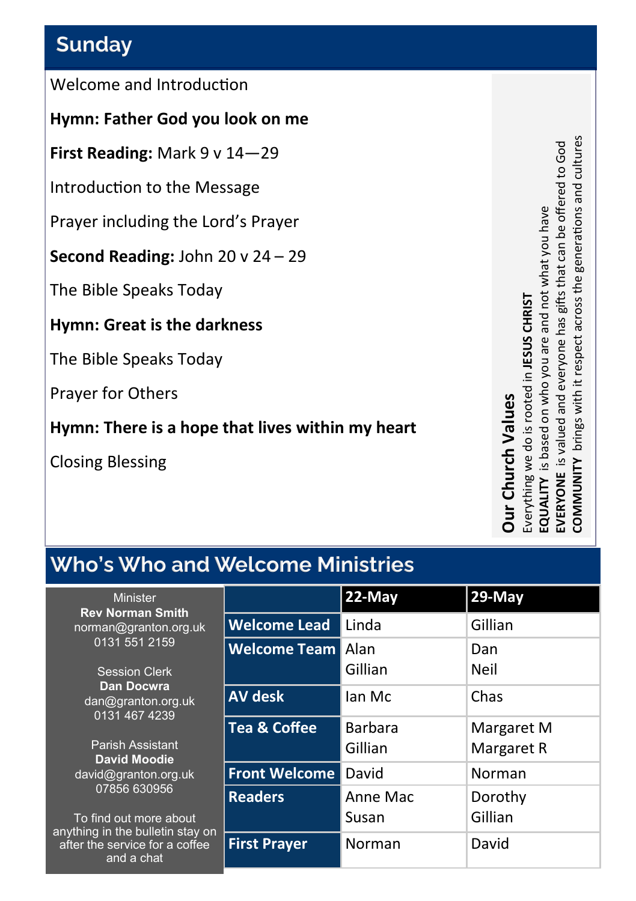## Sunday

Welcome and Introduction

**Hymn: Father God you look on me**

**First Reading:** Mark 9 v 14—29

Introduction to the Message

Prayer including the Lord's Prayer

**Second Reading:** John 20 v 24 – 29

The Bible Speaks Today

**Hymn: Great is the darkness**

The Bible Speaks Today

Prayer for Others

**Hymn: There is a hope that lives within my heart**

Closing Blessing

### Our Church Values

Everything we do is rooted in **JESUS CHRIST**

**EQUALITY** is based on who you are and not what you have

**EVERYONE** is valued and everyone has gifts that can be offered to God

**COMMUNITY** brings with it respect across the generations and cultures

## Who's Who and Welcome Ministries

Minister
**Rev Norman Smith**
norman@granton.org.uk
0131 551 2159

Session Clerk
**Dan Docwra**
dan@granton.org.uk
0131 467 4239

Parish Assistant
**David Moodie**
david@granton.org.uk
07856 630956

To find out more about anything in the bulletin stay on after the service for a coffee and a chat

| | 22-May | 29-May |
|---|---|---|
| **Welcome Lead** | Linda | Gillian |
| **Welcome Team** | Alan<br>Gillian | Dan<br>Neil |
| **AV desk** | Ian Mc | Chas |
| **Tea & Coffee** | Barbara<br>Gillian | Margaret M<br>Margaret R |
| **Front Welcome** | David | Norman |
| **Readers** | Anne Mac<br>Susan | Dorothy<br>Gillian |
| **First Prayer** | Norman | David |